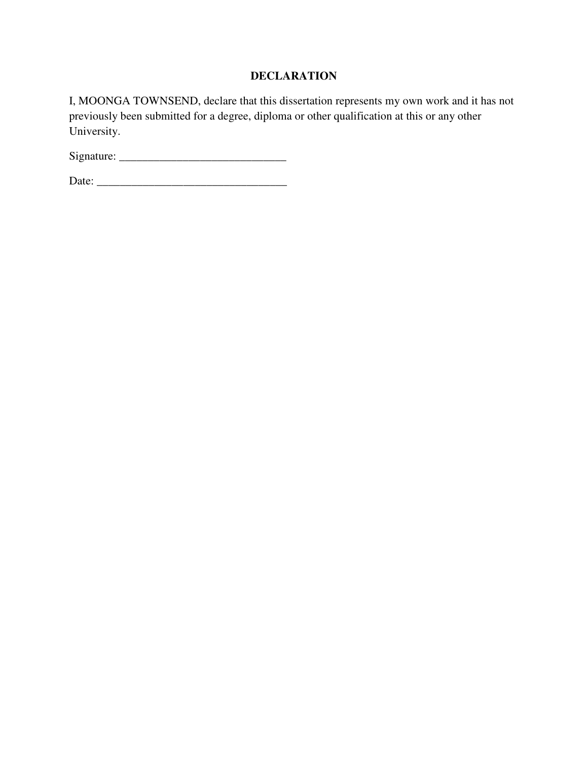# DECLARATION

I, MOONGA TOWNSEND, declare that this dissertation represents my own work and it has not previously been submitted for a degree, diploma or other qualification at this or any other University.

Signature: _____________________________

Date: _________________________________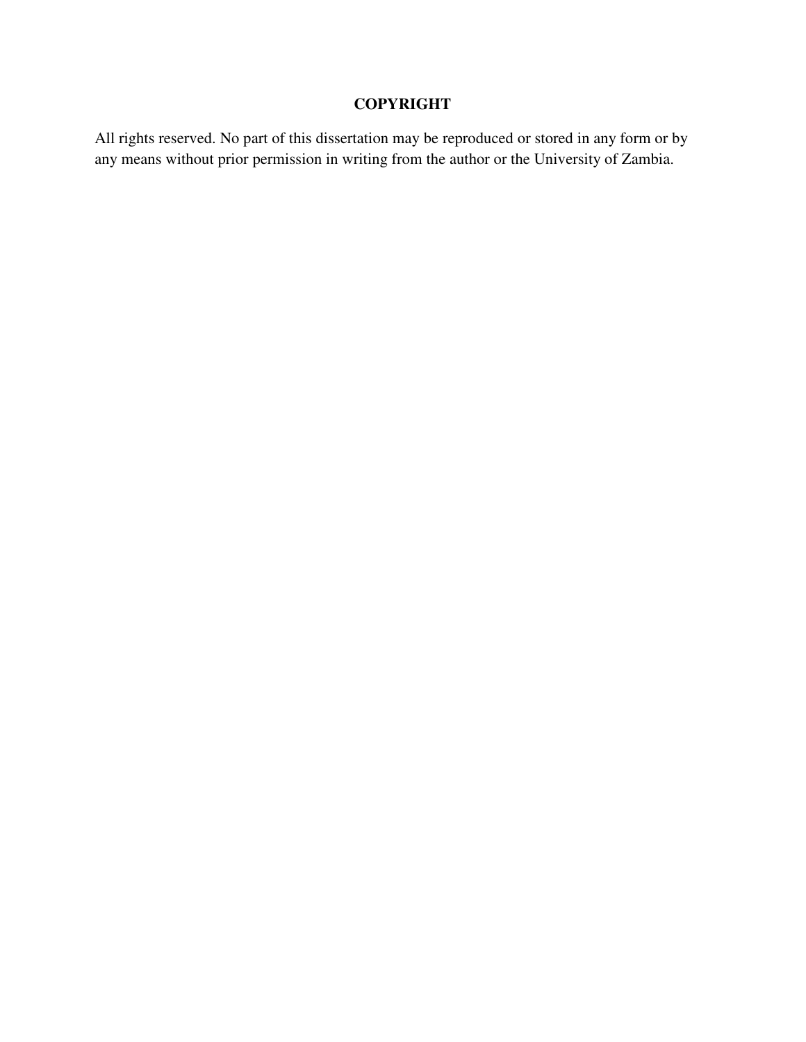# COPYRIGHT

All rights reserved. No part of this dissertation may be reproduced or stored in any form or by any means without prior permission in writing from the author or the University of Zambia.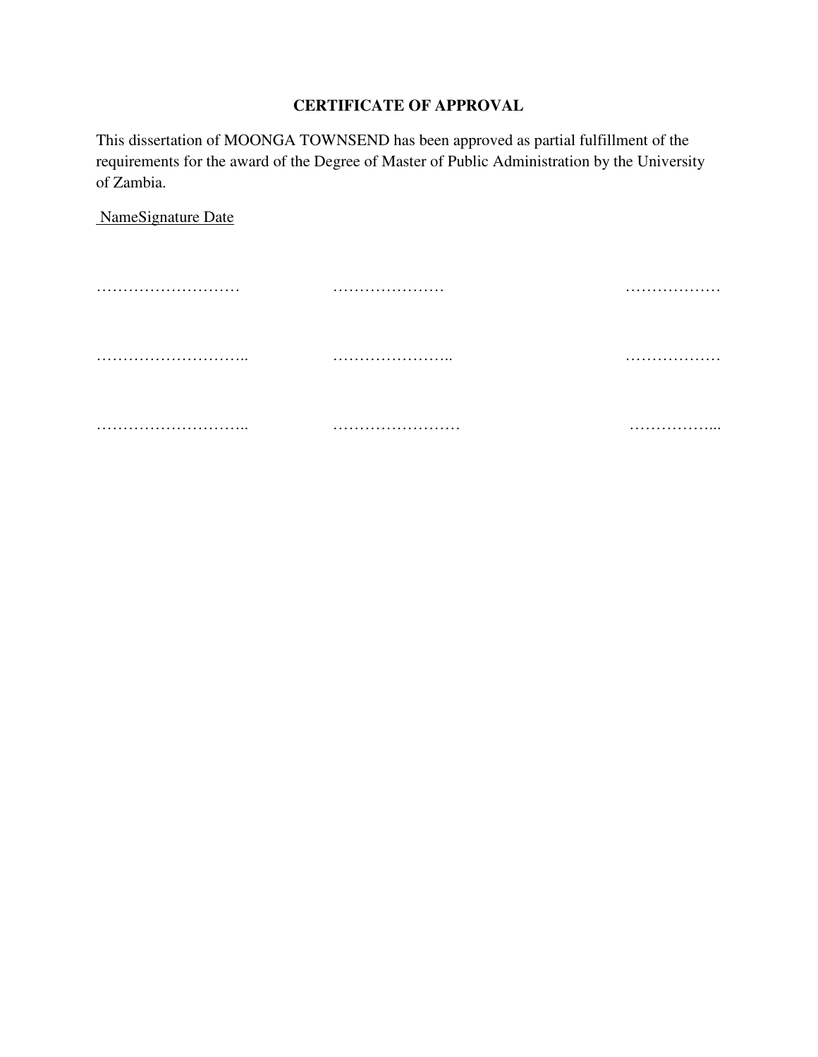**CERTIFICATE OF APPROVAL**

This dissertation of MOONGA TOWNSEND has been approved as partial fulfillment of the requirements for the award of the Degree of Master of Public Administration by the University of Zambia.

NameSignature Date

……………………… ………………… ………………

……………………….. ………………….. ………………

……………………….. …………………… ……………...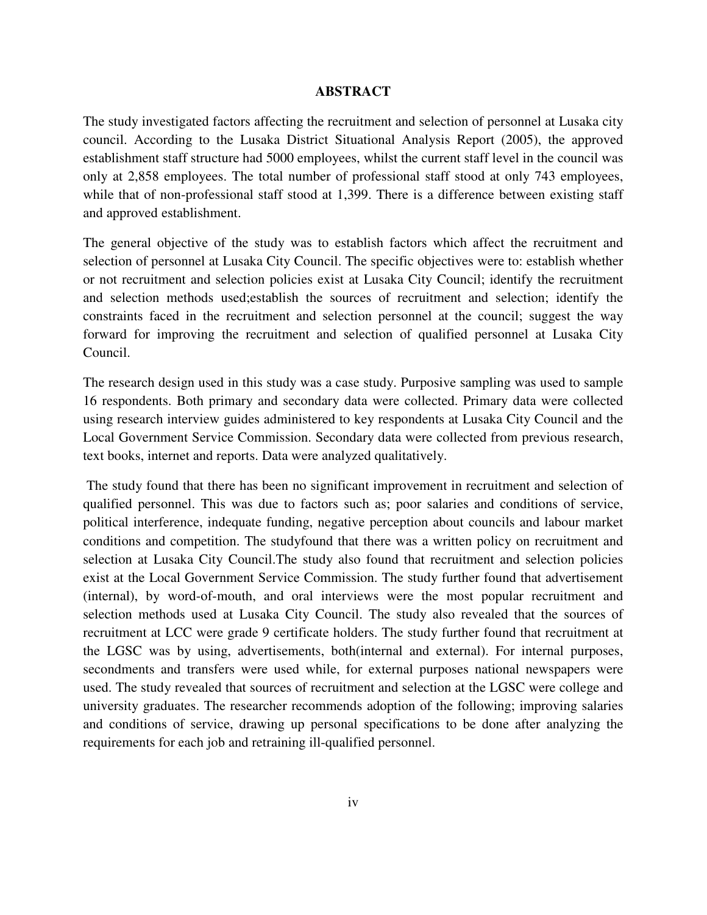# ABSTRACT

The study investigated factors affecting the recruitment and selection of personnel at Lusaka city council. According to the Lusaka District Situational Analysis Report (2005), the approved establishment staff structure had 5000 employees, whilst the current staff level in the council was only at 2,858 employees. The total number of professional staff stood at only 743 employees, while that of non-professional staff stood at 1,399. There is a difference between existing staff and approved establishment.

The general objective of the study was to establish factors which affect the recruitment and selection of personnel at Lusaka City Council. The specific objectives were to: establish whether or not recruitment and selection policies exist at Lusaka City Council; identify the recruitment and selection methods used;establish the sources of recruitment and selection; identify the constraints faced in the recruitment and selection personnel at the council; suggest the way forward for improving the recruitment and selection of qualified personnel at Lusaka City Council.

The research design used in this study was a case study. Purposive sampling was used to sample 16 respondents. Both primary and secondary data were collected. Primary data were collected using research interview guides administered to key respondents at Lusaka City Council and the Local Government Service Commission. Secondary data were collected from previous research, text books, internet and reports. Data were analyzed qualitatively.

The study found that there has been no significant improvement in recruitment and selection of qualified personnel. This was due to factors such as; poor salaries and conditions of service, political interference, indequate funding, negative perception about councils and labour market conditions and competition. The studyfound that there was a written policy on recruitment and selection at Lusaka City Council.The study also found that recruitment and selection policies exist at the Local Government Service Commission. The study further found that advertisement (internal), by word-of-mouth, and oral interviews were the most popular recruitment and selection methods used at Lusaka City Council. The study also revealed that the sources of recruitment at LCC were grade 9 certificate holders. The study further found that recruitment at the LGSC was by using, advertisements, both(internal and external). For internal purposes, secondments and transfers were used while, for external purposes national newspapers were used. The study revealed that sources of recruitment and selection at the LGSC were college and university graduates. The researcher recommends adoption of the following; improving salaries and conditions of service, drawing up personal specifications to be done after analyzing the requirements for each job and retraining ill-qualified personnel.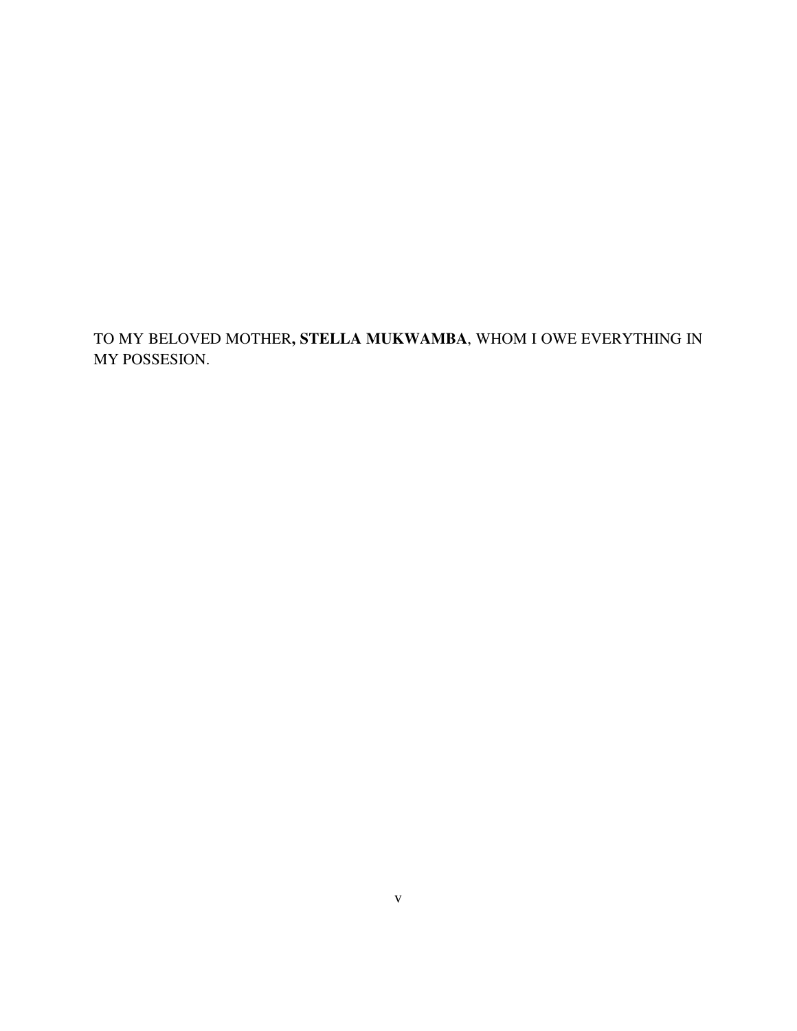TO MY BELOVED MOTHER**, STELLA MUKWAMBA**, WHOM I OWE EVERYTHING IN MY POSSESION.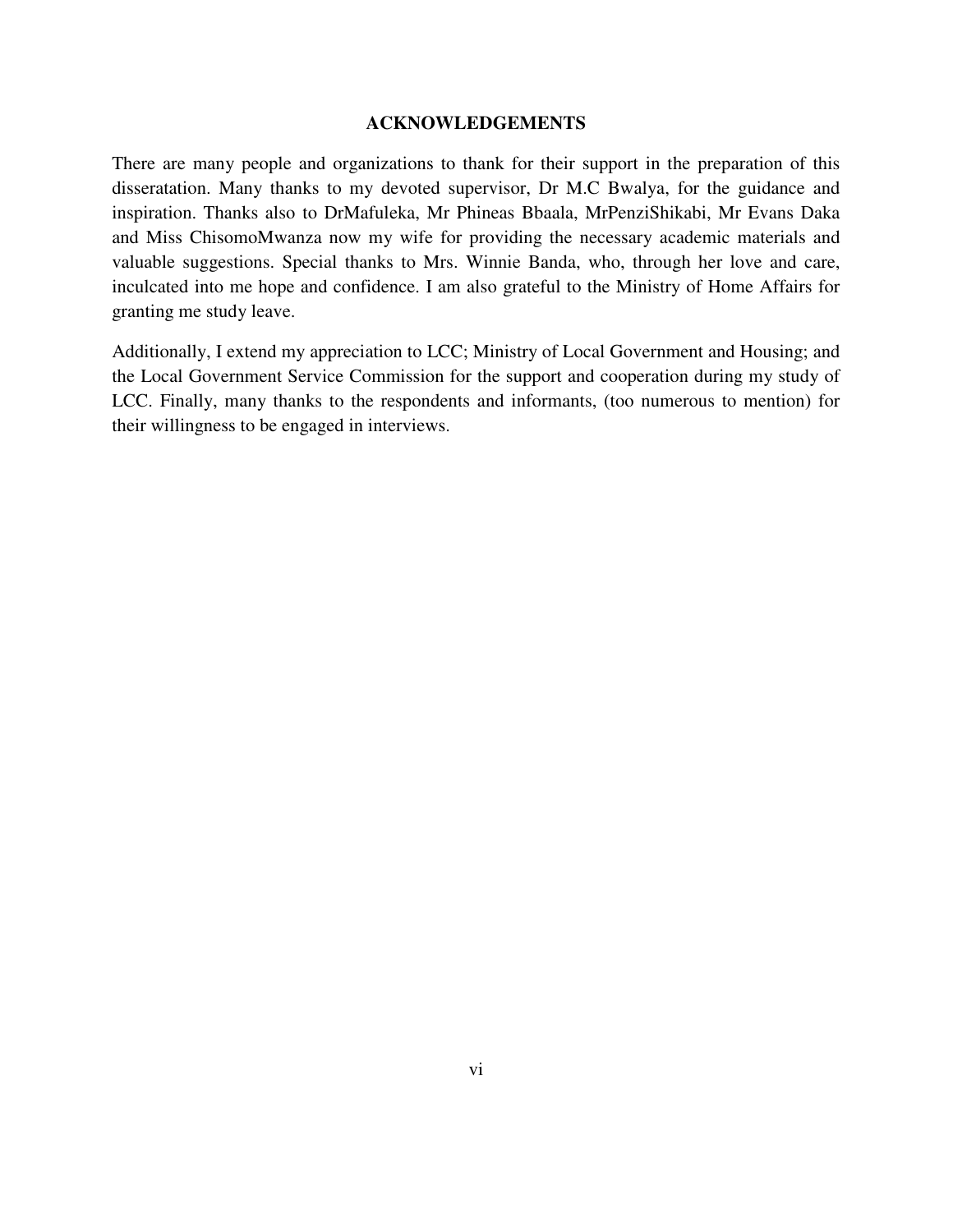## ACKNOWLEDGEMENTS

There are many people and organizations to thank for their support in the preparation of this disseratation. Many thanks to my devoted supervisor, Dr M.C Bwalya, for the guidance and inspiration. Thanks also to DrMafuleka, Mr Phineas Bbaala, MrPenziShikabi, Mr Evans Daka and Miss ChisomoMwanza now my wife for providing the necessary academic materials and valuable suggestions. Special thanks to Mrs. Winnie Banda, who, through her love and care, inculcated into me hope and confidence. I am also grateful to the Ministry of Home Affairs for granting me study leave.

Additionally, I extend my appreciation to LCC; Ministry of Local Government and Housing; and the Local Government Service Commission for the support and cooperation during my study of LCC. Finally, many thanks to the respondents and informants, (too numerous to mention) for their willingness to be engaged in interviews.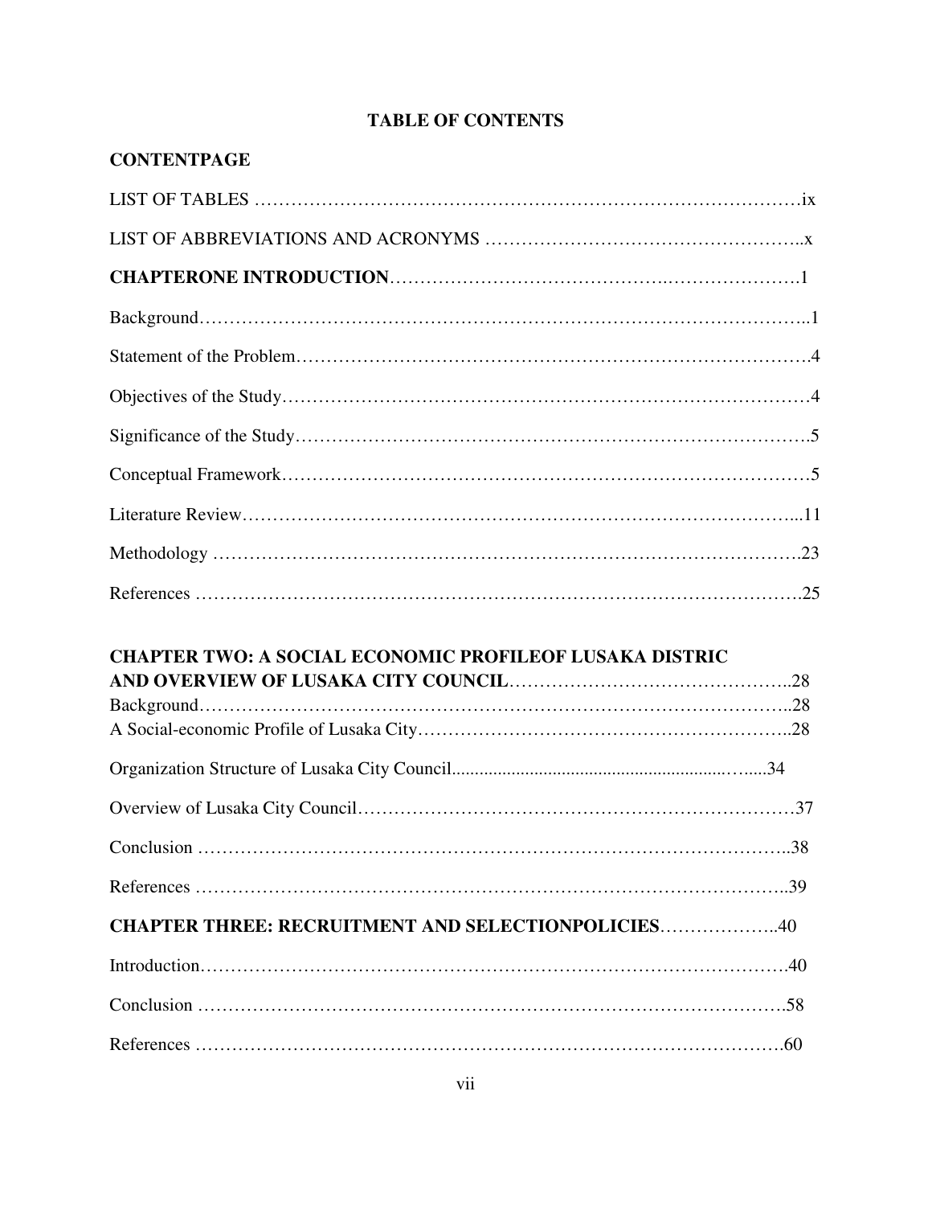**TABLE OF CONTENTS**

**CONTENTPAGE**

LIST OF TABLES ……………………………………………………………………………ix

LIST OF ABBREVIATIONS AND ACRONYMS …………………………………………..x

**CHAPTERONE INTRODUCTION**…………………………………….………………….1

Background……………………………………………………………………………………...1

Statement of the Problem…………………………………………………………………………..4

Objectives of the Study……………………………………………………………………………4

Significance of the Study………………………………………………………………………….5

Conceptual Framework……………………………………………………………………………5

Literature Review……………………………………………………………………………...11

Methodology ……………………………………………………………………………….23

References ……………………………………………………………………………………….25

**CHAPTER TWO: A SOCIAL ECONOMIC PROFILEOF LUSAKA DISTRIC AND OVERVIEW OF LUSAKA CITY COUNCIL**………………………………………..28

Background…………………………………………………………………………………..28

A Social-economic Profile of Lusaka City……………………………………………………..28

Organization Structure of Lusaka City Council.........................................................…....34

Overview of Lusaka City Council………………………………………………………………37

Conclusion ……………………………………………………………………………………..38

References ……………………………………………………………………………………...39

**CHAPTER THREE: RECRUITMENT AND SELECTIONPOLICIES**………………..40

Introduction…………………………………………………………………………………….40

Conclusion ……………………………………………………………………………………….58

References ……………………………………………………………………………………….60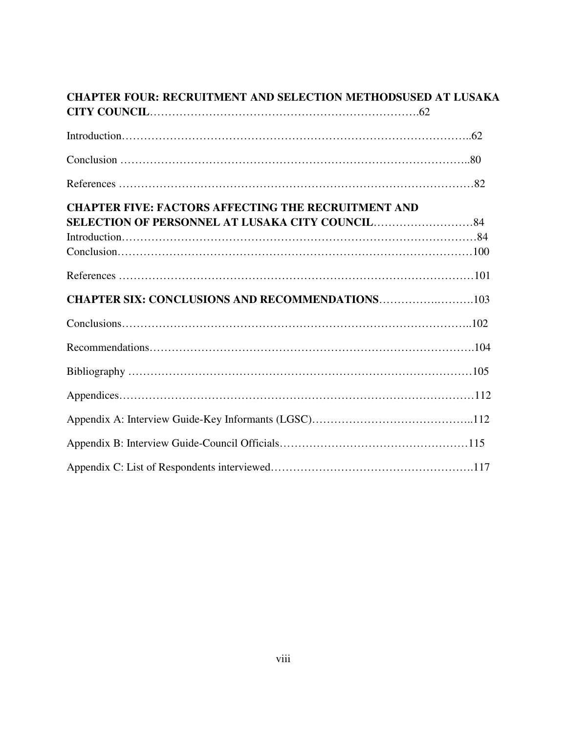**CHAPTER FOUR: RECRUITMENT AND SELECTION METHODSUSED AT LUSAKA CITY COUNCIL**……………………………………………………………….62

Introduction………………………………………………………………………………..62

Conclusion ………………………………………………………………………………..80

References …………………………………………………………………………………82

**CHAPTER FIVE: FACTORS AFFECTING THE RECRUITMENT AND SELECTION OF PERSONNEL AT LUSAKA CITY COUNCIL**………………………84

Introduction…………………………………………………………………………………84

Conclusion…………………………………………………………………………………100

References …………………………………………………………………………………101

**CHAPTER SIX: CONCLUSIONS AND RECOMMENDATIONS**……………….……….103

Conclusions………………………………………………………………………………..102

Recommendations………………………………………………………………………….104

Bibliography ………………………………………………………………………………105

Appendices…………………………………………………………………………………112

Appendix A: Interview Guide-Key Informants (LGSC)…………………………………...112

Appendix B: Interview Guide-Council Officials……………………………………………115

Appendix C: List of Respondents interviewed…………………………………………….117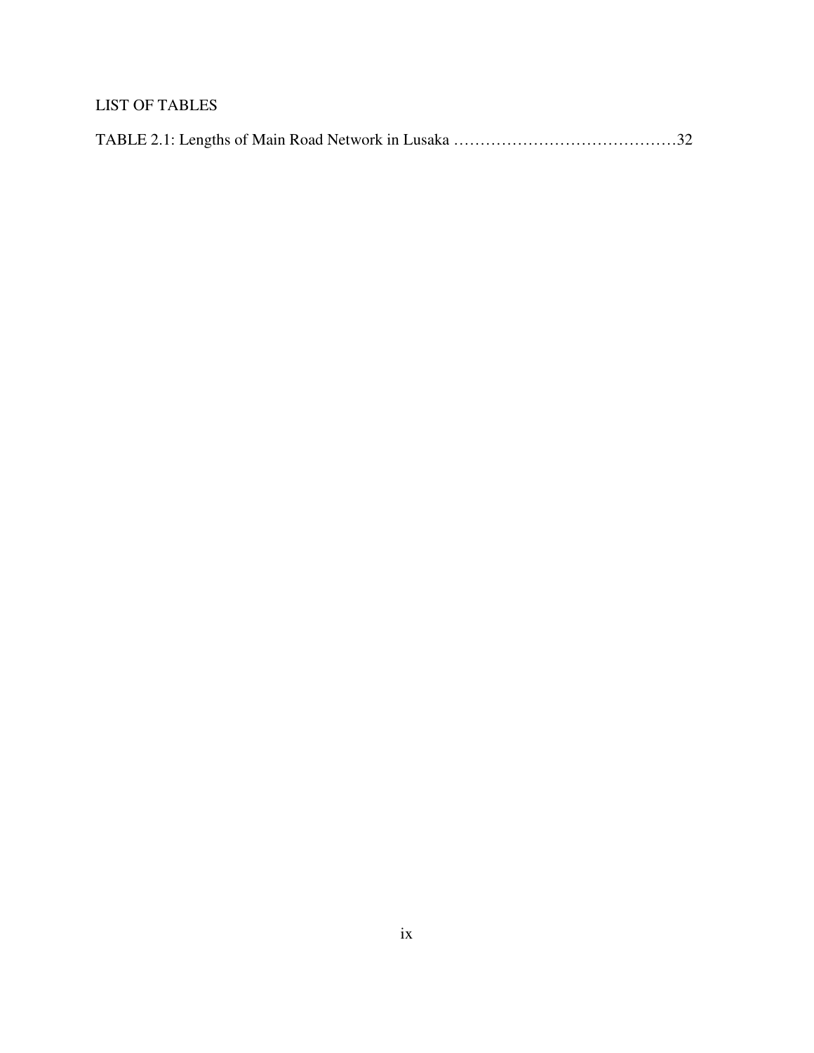## LIST OF TABLES

TABLE 2.1: Lengths of Main Road Network in Lusaka ……………………………………32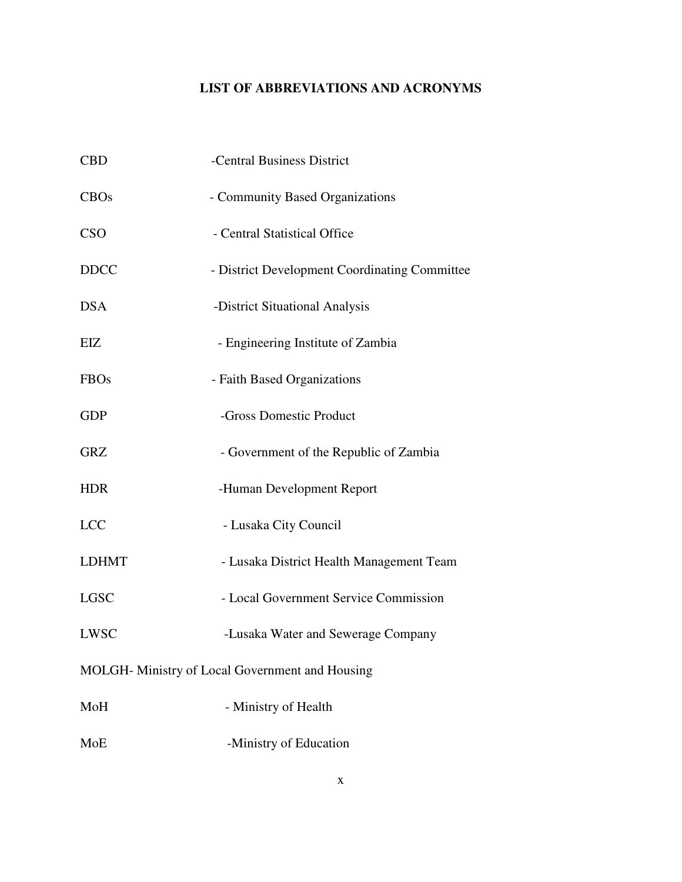# LIST OF ABBREVIATIONS AND ACRONYMS

CBD -Central Business District

CBOs - Community Based Organizations

CSO - Central Statistical Office

DDCC - District Development Coordinating Committee

DSA -District Situational Analysis

EIZ - Engineering Institute of Zambia

FBOs - Faith Based Organizations

GDP -Gross Domestic Product

GRZ - Government of the Republic of Zambia

HDR -Human Development Report

LCC - Lusaka City Council

LDHMT - Lusaka District Health Management Team

LGSC - Local Government Service Commission

LWSC -Lusaka Water and Sewerage Company

MOLGH- Ministry of Local Government and Housing

MoH - Ministry of Health

MoE -Ministry of Education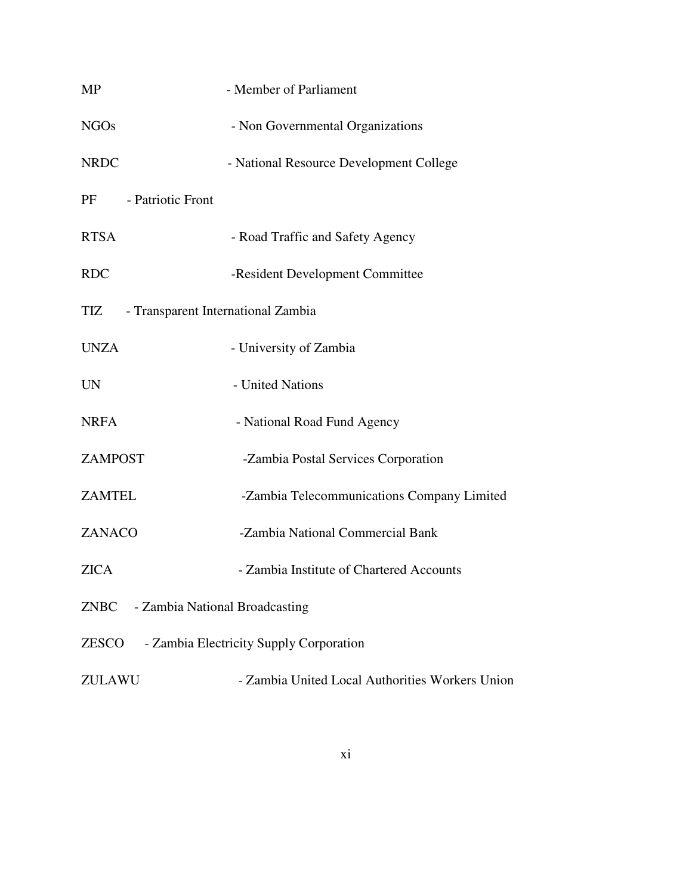MP - Member of Parliament

NGOs - Non Governmental Organizations

NRDC - National Resource Development College

PF - Patriotic Front

RTSA - Road Traffic and Safety Agency

RDC -Resident Development Committee

TIZ - Transparent International Zambia

UNZA - University of Zambia

UN - United Nations

NRFA - National Road Fund Agency

ZAMPOST -Zambia Postal Services Corporation

ZAMTEL -Zambia Telecommunications Company Limited

ZANACO -Zambia National Commercial Bank

ZICA - Zambia Institute of Chartered Accounts

ZNBC - Zambia National Broadcasting

ZESCO - Zambia Electricity Supply Corporation

ZULAWU - Zambia United Local Authorities Workers Union